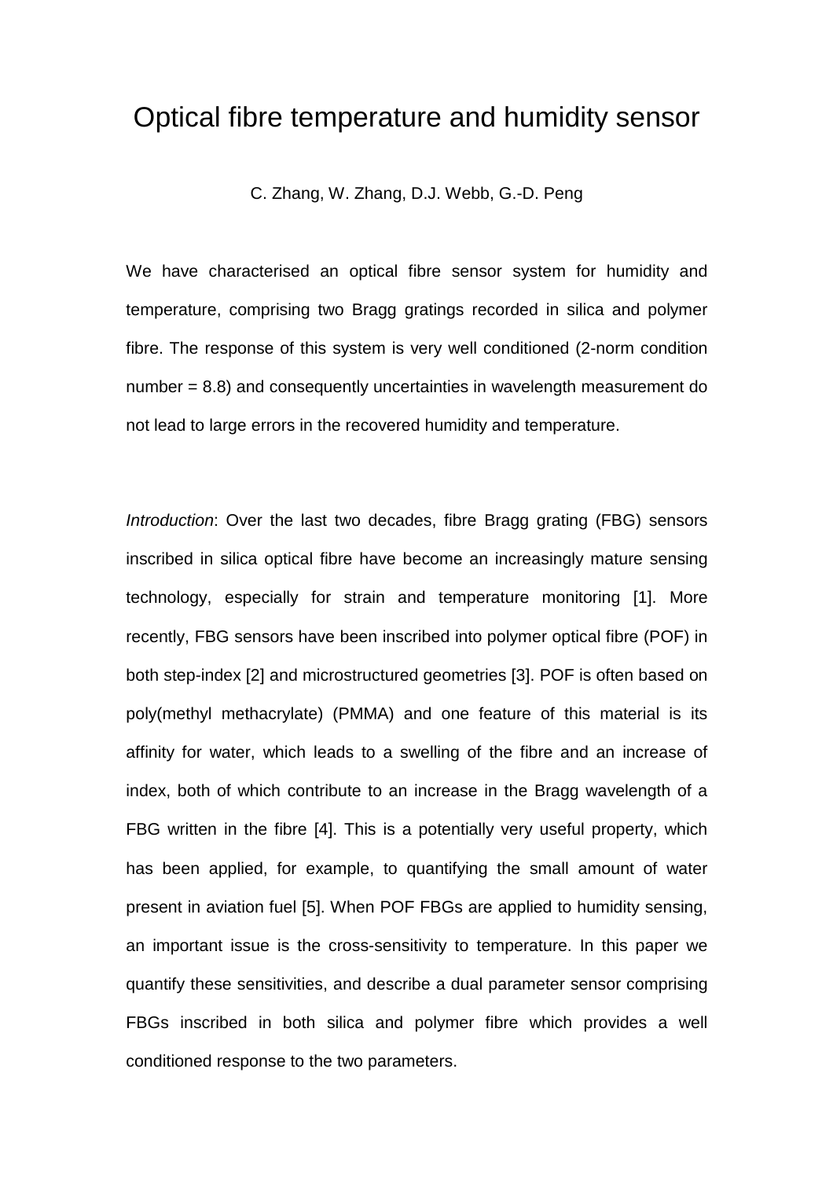# Optical fibre temperature and humidity sensor

C. Zhang, W. Zhang, D.J. Webb, G.-D. Peng

We have characterised an optical fibre sensor system for humidity and temperature, comprising two Bragg gratings recorded in silica and polymer fibre. The response of this system is very well conditioned (2-norm condition number = 8.8) and consequently uncertainties in wavelength measurement do not lead to large errors in the recovered humidity and temperature.

*Introduction*: Over the last two decades, fibre Bragg grating (FBG) sensors inscribed in silica optical fibre have become an increasingly mature sensing technology, especially for strain and temperature monitoring [1]. More recently, FBG sensors have been inscribed into polymer optical fibre (POF) in both step-index [2] and microstructured geometries [3]. POF is often based on poly(methyl methacrylate) (PMMA) and one feature of this material is its affinity for water, which leads to a swelling of the fibre and an increase of index, both of which contribute to an increase in the Bragg wavelength of a FBG written in the fibre [4]. This is a potentially very useful property, which has been applied, for example, to quantifying the small amount of water present in aviation fuel [5]. When POF FBGs are applied to humidity sensing, an important issue is the cross-sensitivity to temperature. In this paper we quantify these sensitivities, and describe a dual parameter sensor comprising FBGs inscribed in both silica and polymer fibre which provides a well conditioned response to the two parameters.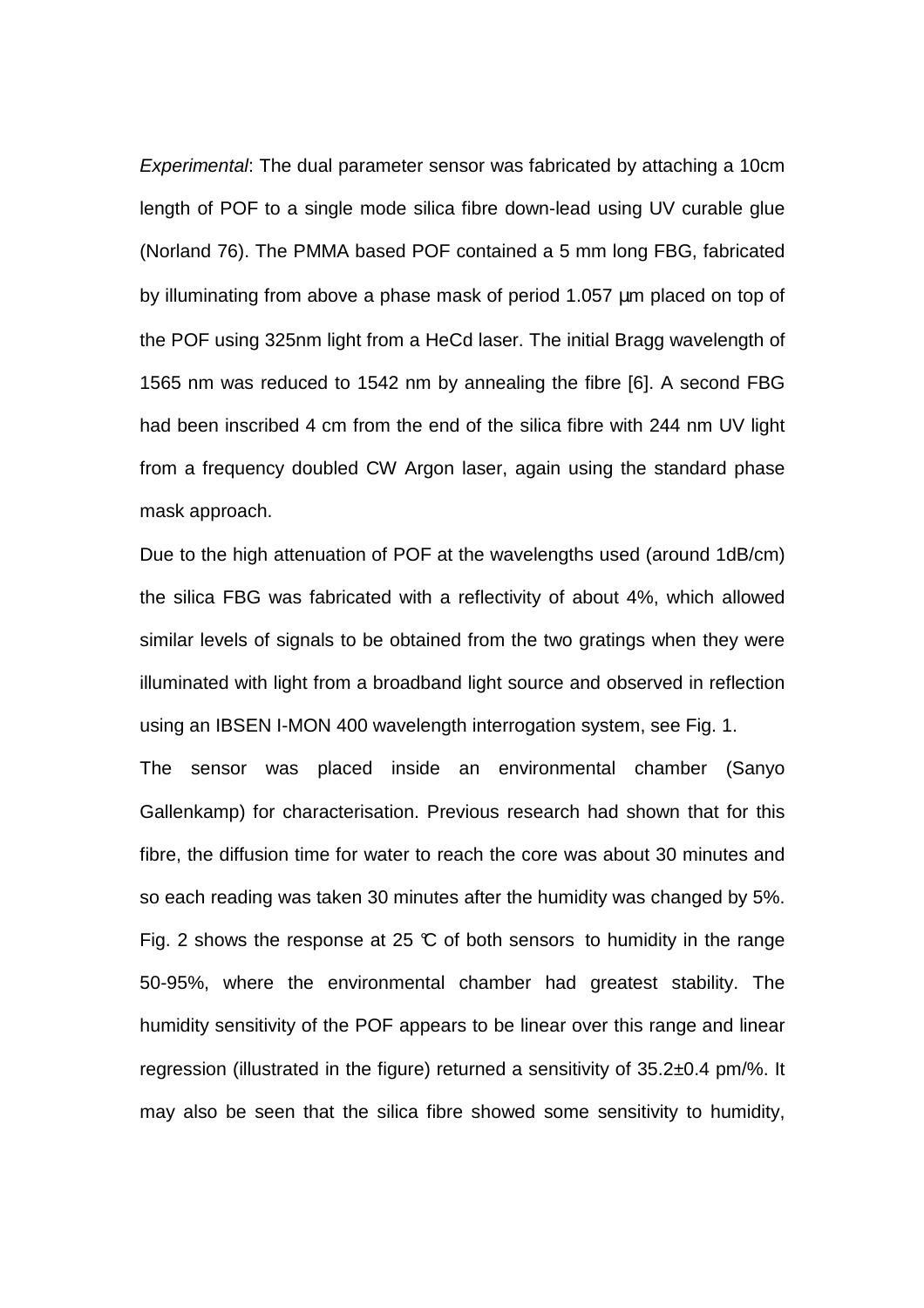*Experimental*: The dual parameter sensor was fabricated by attaching a 10cm length of POF to a single mode silica fibre down-lead using UV curable glue (Norland 76). The PMMA based POF contained a 5 mm long FBG, fabricated by illuminating from above a phase mask of period 1.057 µm placed on top of the POF using 325nm light from a HeCd laser. The initial Bragg wavelength of 1565 nm was reduced to 1542 nm by annealing the fibre [6]. A second FBG had been inscribed 4 cm from the end of the silica fibre with 244 nm UV light from a frequency doubled CW Argon laser, again using the standard phase mask approach.

Due to the high attenuation of POF at the wavelengths used (around 1dB/cm) the silica FBG was fabricated with a reflectivity of about 4%, which allowed similar levels of signals to be obtained from the two gratings when they were illuminated with light from a broadband light source and observed in reflection using an IBSEN I-MON 400 wavelength interrogation system, see Fig. 1.

The sensor was placed inside an environmental chamber (Sanyo Gallenkamp) for characterisation. Previous research had shown that for this fibre, the diffusion time for water to reach the core was about 30 minutes and so each reading was taken 30 minutes after the humidity was changed by 5%. Fig. 2 shows the response at 25 ℃ of both sensors to humidity in the range 50-95%, where the environmental chamber had greatest stability. The humidity sensitivity of the POF appears to be linear over this range and linear regression (illustrated in the figure) returned a sensitivity of 35.2±0.4 pm/%. It may also be seen that the silica fibre showed some sensitivity to humidity,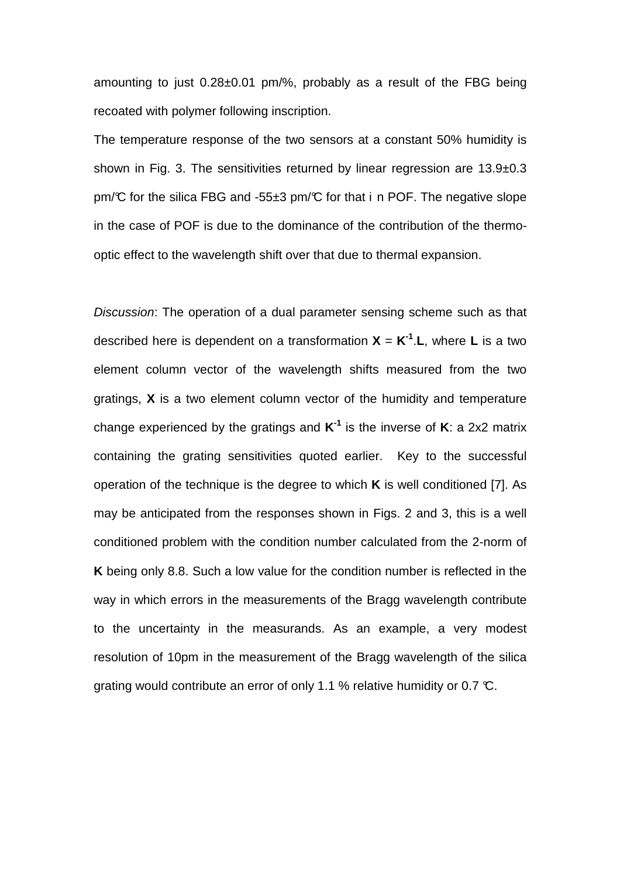amounting to just 0.28±0.01 pm/%, probably as a result of the FBG being recoated with polymer following inscription.

The temperature response of the two sensors at a constant 50% humidity is shown in Fig. 3. The sensitivities returned by linear regression are 13.9±0.3 pm/°C for the silica FBG and -55±3 pm/°C for that in POF. The negative slope in the case of POF is due to the dominance of the contribution of the thermo-optic effect to the wavelength shift over that due to thermal expansion.

*Discussion*: The operation of a dual parameter sensing scheme such as that described here is dependent on a transformation $\mathbf{X} = \mathbf{K}^{-1}.\mathbf{L}$, where $\mathbf{L}$ is a two element column vector of the wavelength shifts measured from the two gratings, $\mathbf{X}$ is a two element column vector of the humidity and temperature change experienced by the gratings and $\mathbf{K}^{-1}$ is the inverse of $\mathbf{K}$: a 2x2 matrix containing the grating sensitivities quoted earlier. Key to the successful operation of the technique is the degree to which $\mathbf{K}$ is well conditioned [7]. As may be anticipated from the responses shown in Figs. 2 and 3, this is a well conditioned problem with the condition number calculated from the 2-norm of $\mathbf{K}$ being only 8.8. Such a low value for the condition number is reflected in the way in which errors in the measurements of the Bragg wavelength contribute to the uncertainty in the measurands. As an example, a very modest resolution of 10pm in the measurement of the Bragg wavelength of the silica grating would contribute an error of only 1.1 % relative humidity or 0.7 °C.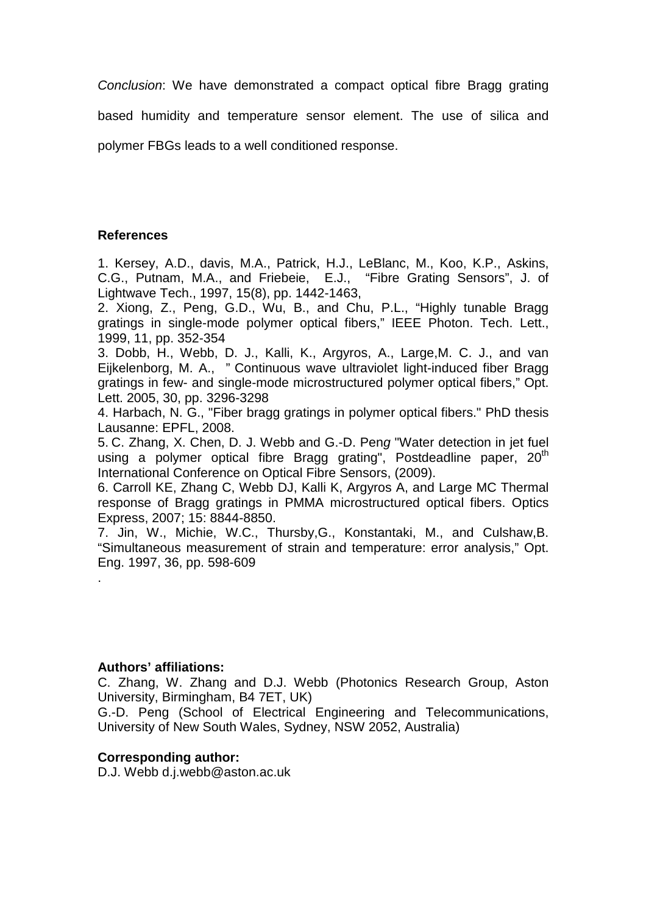*Conclusion*: We have demonstrated a compact optical fibre Bragg grating based humidity and temperature sensor element. The use of silica and polymer FBGs leads to a well conditioned response.

**References**

1. Kersey, A.D., davis, M.A., Patrick, H.J., LeBlanc, M., Koo, K.P., Askins, C.G., Putnam, M.A., and Friebeie, E.J., "Fibre Grating Sensors", J. of Lightwave Tech., 1997, 15(8), pp. 1442-1463,
2. Xiong, Z., Peng, G.D., Wu, B., and Chu, P.L., "Highly tunable Bragg gratings in single-mode polymer optical fibers," IEEE Photon. Tech. Lett., 1999, 11, pp. 352-354
3. Dobb, H., Webb, D. J., Kalli, K., Argyros, A., Large,M. C. J., and van Eijkelenborg, M. A., " Continuous wave ultraviolet light-induced fiber Bragg gratings in few- and single-mode microstructured polymer optical fibers," Opt. Lett. 2005, 30, pp. 3296-3298
4. Harbach, N. G., "Fiber bragg gratings in polymer optical fibers." PhD thesis Lausanne: EPFL, 2008.
5. C. Zhang, X. Chen, D. J. Webb and G.-D. Peng "Water detection in jet fuel using a polymer optical fibre Bragg grating", Postdeadline paper, 20th International Conference on Optical Fibre Sensors, (2009).
6. Carroll KE, Zhang C, Webb DJ, Kalli K, Argyros A, and Large MC Thermal response of Bragg gratings in PMMA microstructured optical fibers. Optics Express, 2007; 15: 8844-8850.
7. Jin, W., Michie, W.C., Thursby,G., Konstantaki, M., and Culshaw,B. "Simultaneous measurement of strain and temperature: error analysis," Opt. Eng. 1997, 36, pp. 598-609

.

**Authors' affiliations:**

C. Zhang, W. Zhang and D.J. Webb (Photonics Research Group, Aston University, Birmingham, B4 7ET, UK)

G.-D. Peng (School of Electrical Engineering and Telecommunications, University of New South Wales, Sydney, NSW 2052, Australia)

**Corresponding author:**

D.J. Webb d.j.webb@aston.ac.uk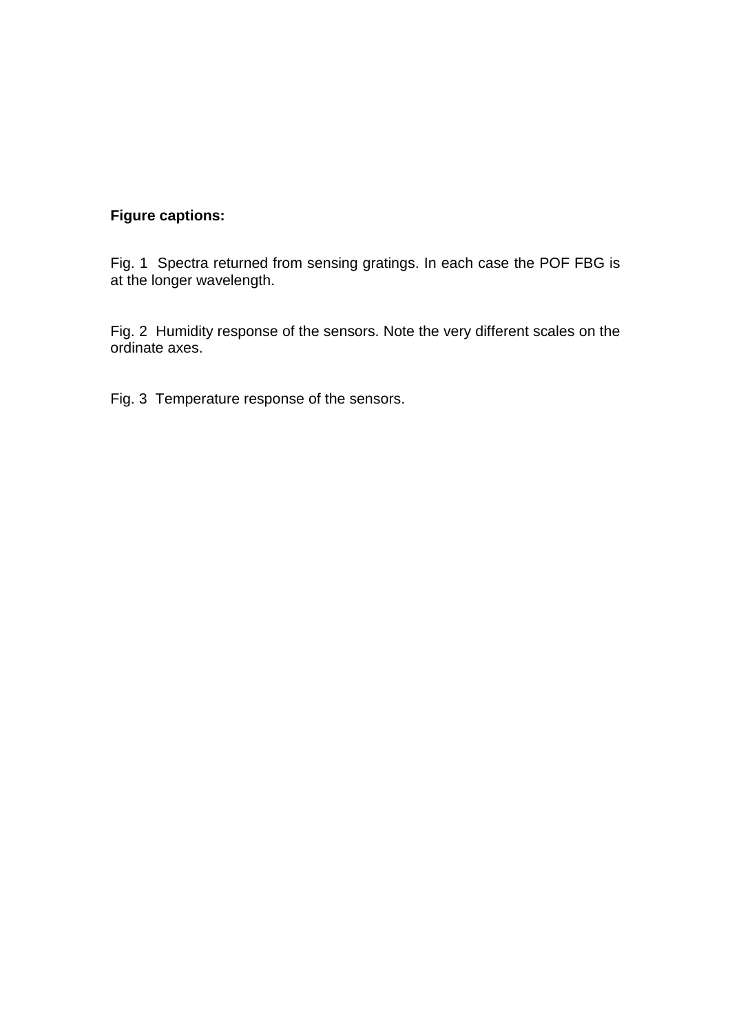**Figure captions:**

Fig. 1  Spectra returned from sensing gratings. In each case the POF FBG is at the longer wavelength.

Fig. 2  Humidity response of the sensors. Note the very different scales on the ordinate axes.

Fig. 3  Temperature response of the sensors.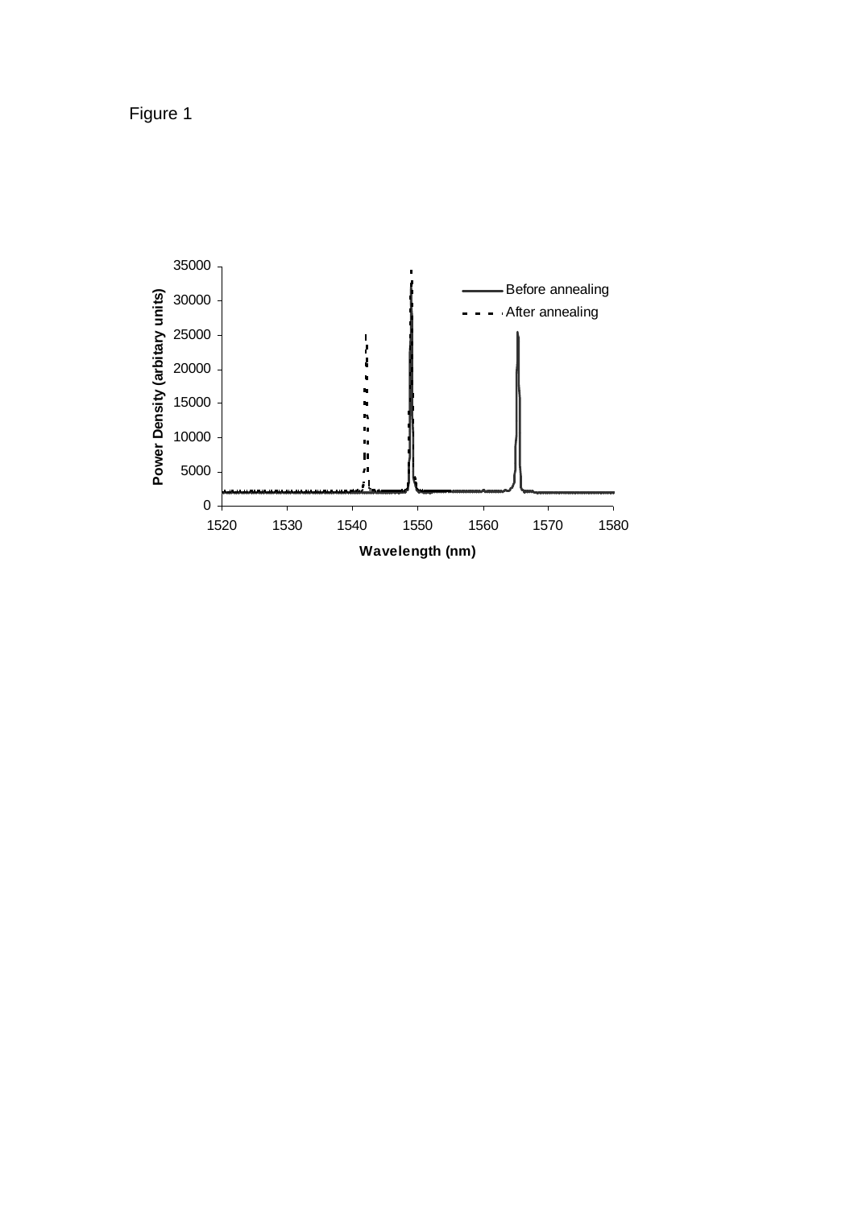Figure 1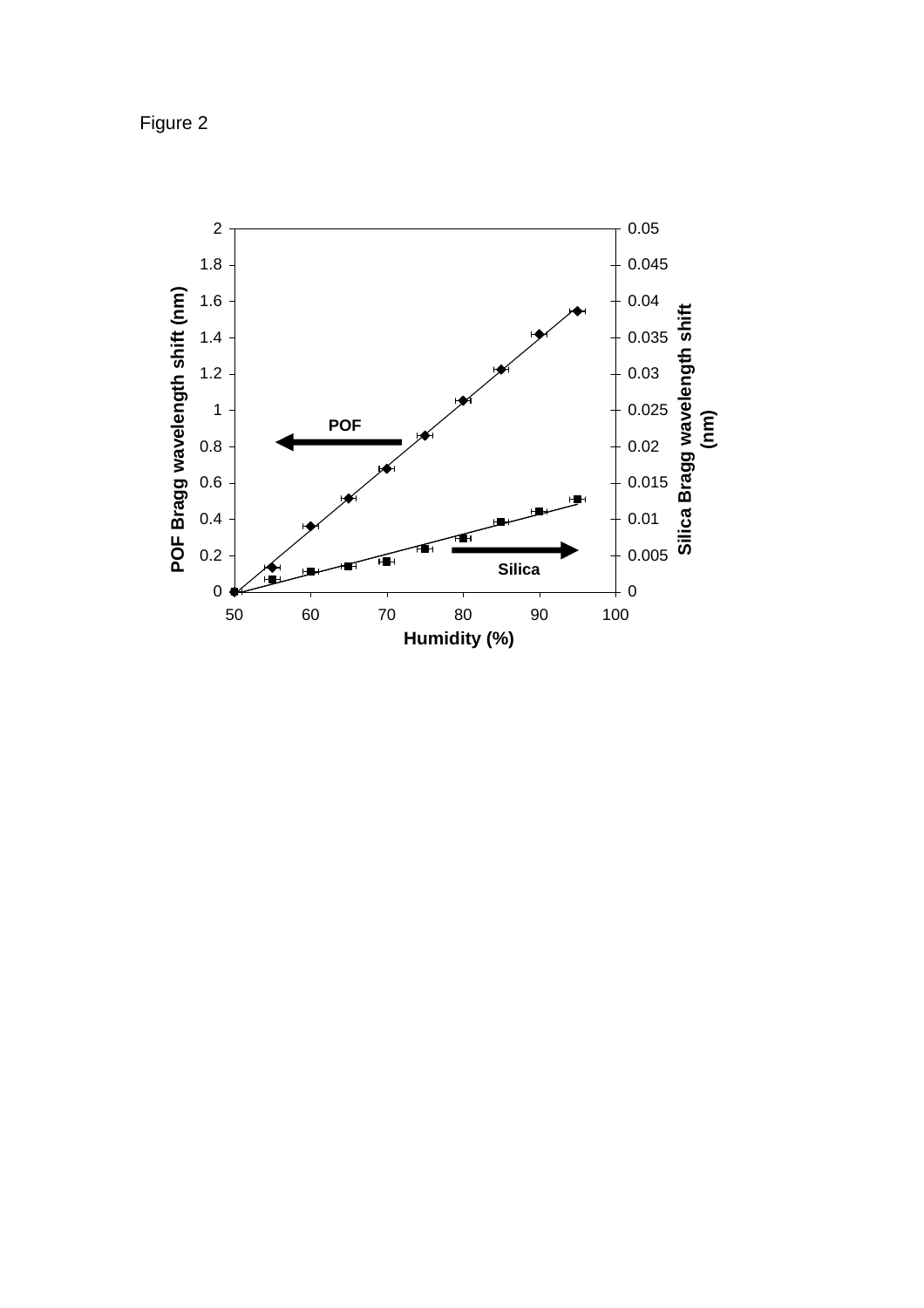Figure 2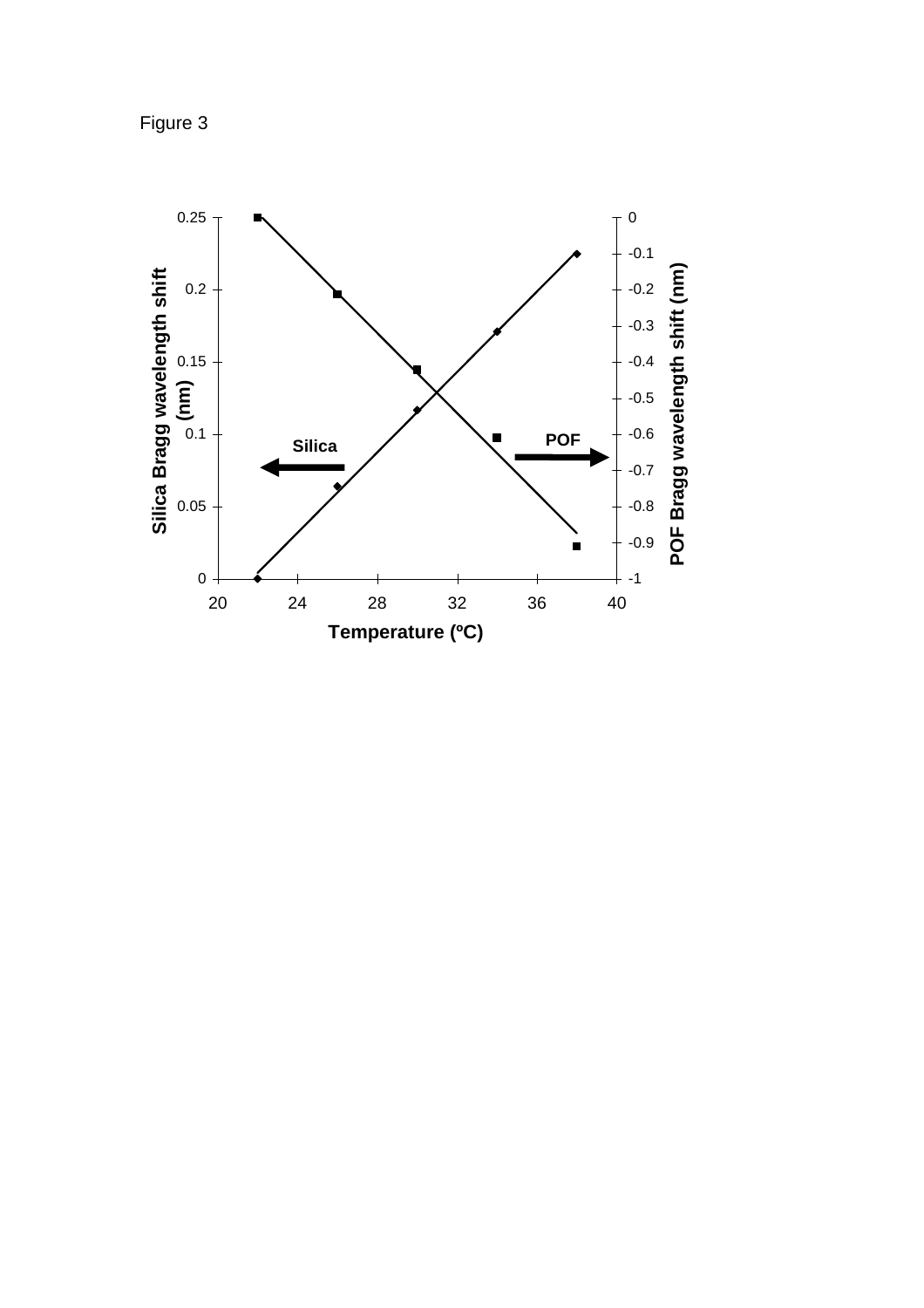Figure 3

0.25
0.2
0.15
0.1
0.05
0

Silica Bragg wavelength shift (nm)

0
-0.1
-0.2
-0.3
-0.4
-0.5
-0.6
-0.7
-0.8
-0.9
-1

POF Bragg wavelength shift (nm)

Silica

POF

20
24
28
32
36
40

Temperature (ºC)